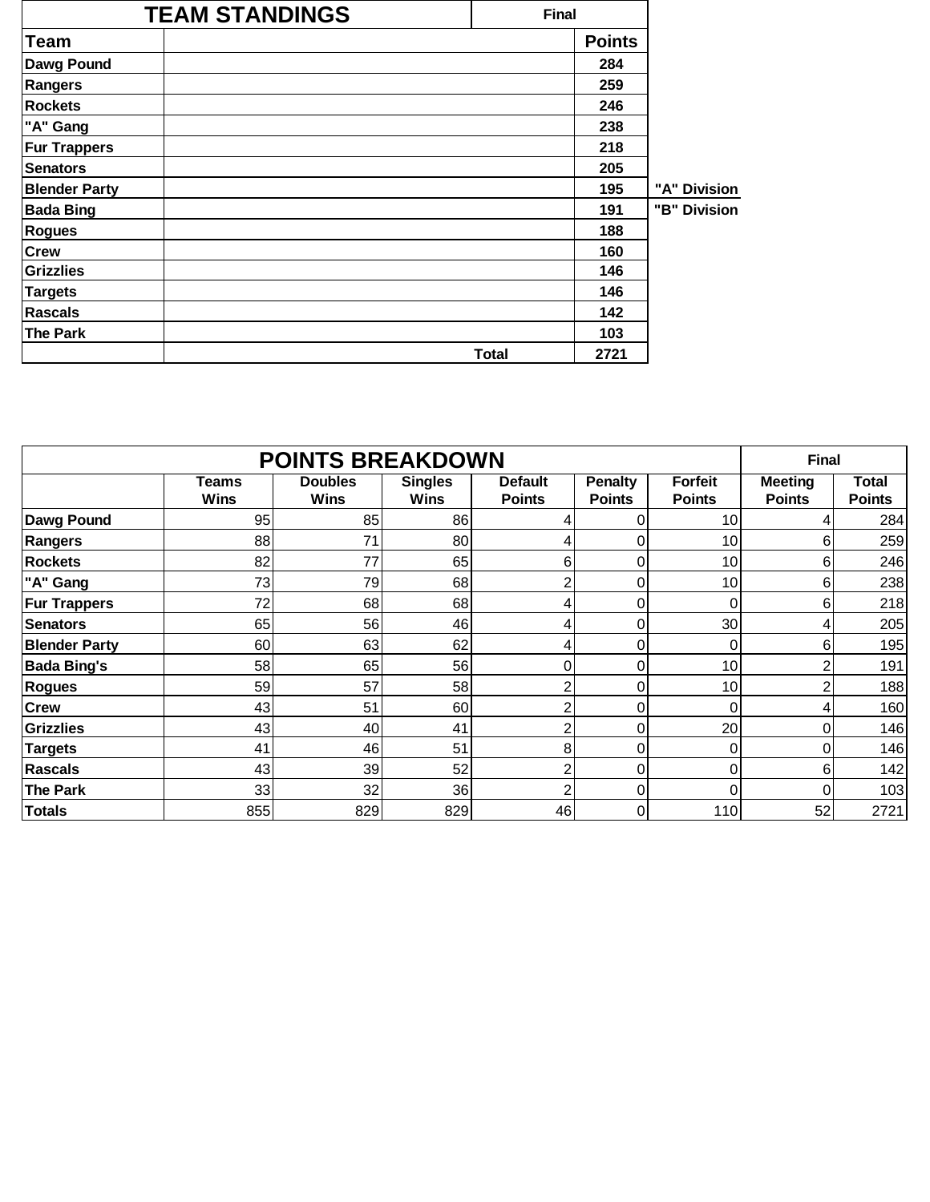## TEAM STANDINGS

| Team | | Points | |
|---|---|---|---|
| Dawg Pound | | 284 | |
| Rangers | | 259 | |
| Rockets | | 246 | |
| "A" Gang | | 238 | |
| Fur Trappers | | 218 | |
| Senators | | 205 | |
| Blender Party | | 195 | "A" Division |
| Bada Bing | | 191 | "B" Division |
| Rogues | | 188 | |
| Crew | | 160 | |
| Grizzlies | | 146 | |
| Targets | | 146 | |
| Rascals | | 142 | |
| The Park | | 103 | |
| | Total | 2721 | |

Final

## POINTS BREAKDOWN

Final

| | Teams Wins | Doubles Wins | Singles Wins | Default Points | Penalty Points | Forfeit Points | Meeting Points | Total Points |
|---|---|---|---|---|---|---|---|---|
| Dawg Pound | 95 | 85 | 86 | 4 | 0 | 10 | 4 | 284 |
| Rangers | 88 | 71 | 80 | 4 | 0 | 10 | 6 | 259 |
| Rockets | 82 | 77 | 65 | 6 | 0 | 10 | 6 | 246 |
| "A" Gang | 73 | 79 | 68 | 2 | 0 | 10 | 6 | 238 |
| Fur Trappers | 72 | 68 | 68 | 4 | 0 | 0 | 6 | 218 |
| Senators | 65 | 56 | 46 | 4 | 0 | 30 | 4 | 205 |
| Blender Party | 60 | 63 | 62 | 4 | 0 | 0 | 6 | 195 |
| Bada Bing's | 58 | 65 | 56 | 0 | 0 | 10 | 2 | 191 |
| Rogues | 59 | 57 | 58 | 2 | 0 | 10 | 2 | 188 |
| Crew | 43 | 51 | 60 | 2 | 0 | 0 | 4 | 160 |
| Grizzlies | 43 | 40 | 41 | 2 | 0 | 20 | 0 | 146 |
| Targets | 41 | 46 | 51 | 8 | 0 | 0 | 0 | 146 |
| Rascals | 43 | 39 | 52 | 2 | 0 | 0 | 6 | 142 |
| The Park | 33 | 32 | 36 | 2 | 0 | 0 | 0 | 103 |
| Totals | 855 | 829 | 829 | 46 | 0 | 110 | 52 | 2721 |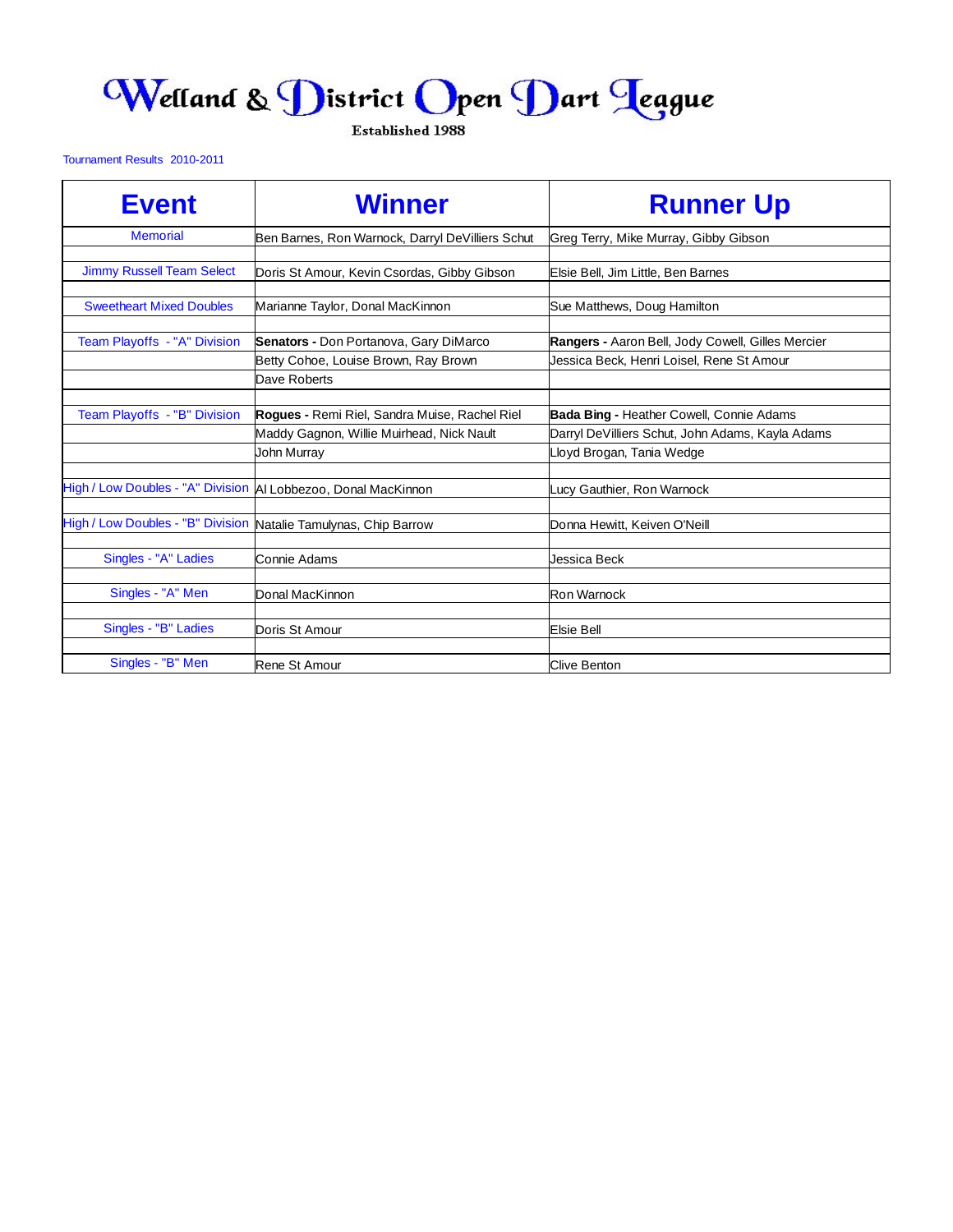# Welland & District Open Dart League

Established 1988

Tournament Results 2010-2011

| Event | Winner | Runner Up |
| --- | --- | --- |
| Memorial | Ben Barnes, Ron Warnock, Darryl DeVilliers Schut | Greg Terry, Mike Murray, Gibby Gibson |
| Jimmy Russell Team Select | Doris St Amour, Kevin Csordas, Gibby Gibson | Elsie Bell, Jim Little, Ben Barnes |
| Sweetheart Mixed Doubles | Marianne Taylor, Donal MacKinnon | Sue Matthews, Doug Hamilton |
| Team Playoffs - "A" Division | **Senators -** Don Portanova, Gary DiMarco | **Rangers -** Aaron Bell, Jody Cowell, Gilles Mercier |
| | Betty Cohoe, Louise Brown, Ray Brown | Jessica Beck, Henri Loisel, Rene St Amour |
| | Dave Roberts | |
| Team Playoffs - "B" Division | **Rogues -** Remi Riel, Sandra Muise, Rachel Riel | **Bada Bing -** Heather Cowell, Connie Adams |
| | Maddy Gagnon, Willie Muirhead, Nick Nault | Darryl DeVilliers Schut, John Adams, Kayla Adams |
| | John Murray | Lloyd Brogan, Tania Wedge |
| High / Low Doubles - "A" Division | Al Lobbezoo, Donal MacKinnon | Lucy Gauthier, Ron Warnock |
| High / Low Doubles - "B" Division | Natalie Tamulynas, Chip Barrow | Donna Hewitt, Keiven O'Neill |
| Singles - "A" Ladies | Connie Adams | Jessica Beck |
| Singles - "A" Men | Donal MacKinnon | Ron Warnock |
| Singles - "B" Ladies | Doris St Amour | Elsie Bell |
| Singles - "B" Men | Rene St Amour | Clive Benton |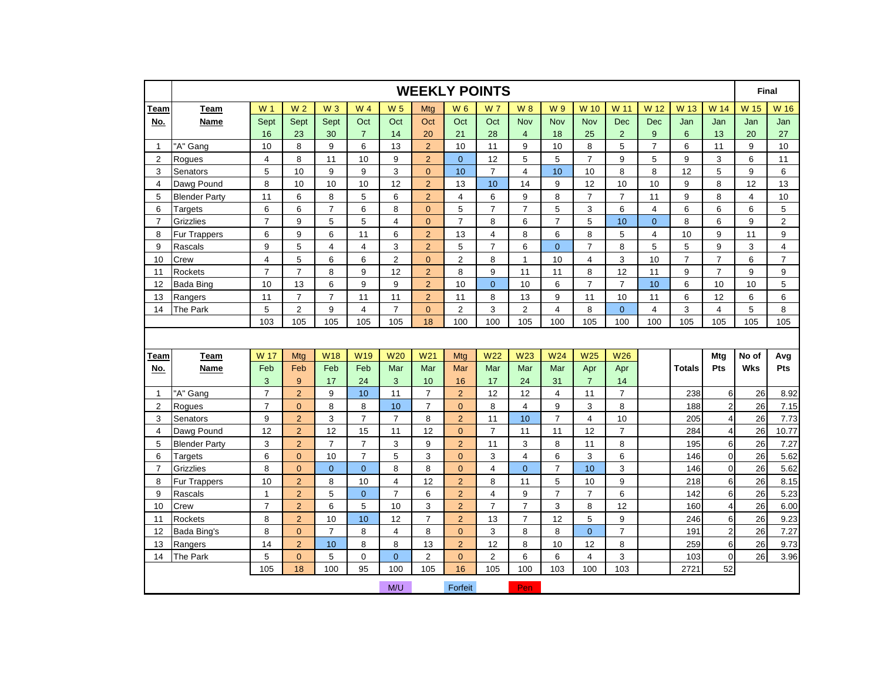# WEEKLY POINTS

| Team No. | Team Name | W 1 Sept 16 | W 2 Sept 23 | W 3 Sept 30 | W 4 Oct 7 | W 5 Oct 14 | Mtg Oct 20 | W 6 Oct 21 | W 7 Oct 28 | W 8 Nov 4 | W 9 Nov 18 | W 10 Nov 25 | W 11 Dec 2 | W 12 Dec 9 | W 13 Jan 6 | W 14 Jan 13 | W 15 Jan 20 | W 16 Jan 27 |
|---|---|---|---|---|---|---|---|---|---|---|---|---|---|---|---|---|---|---|
| 1 | "A" Gang | 10 | 8 | 9 | 6 | 13 | 2 | 10 | 11 | 9 | 10 | 8 | 5 | 7 | 6 | 11 | 9 | 10 |
| 2 | Rogues | 4 | 8 | 11 | 10 | 9 | 2 | 0 | 12 | 5 | 5 | 7 | 9 | 5 | 9 | 3 | 6 | 11 |
| 3 | Senators | 5 | 10 | 9 | 9 | 3 | 0 | 10 | 7 | 4 | 10 | 10 | 8 | 8 | 12 | 5 | 9 | 6 |
| 4 | Dawg Pound | 8 | 10 | 10 | 10 | 12 | 2 | 13 | 10 | 14 | 9 | 12 | 10 | 10 | 9 | 8 | 12 | 13 |
| 5 | Blender Party | 11 | 6 | 8 | 5 | 6 | 2 | 4 | 6 | 9 | 8 | 7 | 7 | 11 | 9 | 8 | 4 | 10 |
| 6 | Targets | 6 | 6 | 7 | 6 | 8 | 0 | 5 | 7 | 7 | 5 | 3 | 6 | 4 | 6 | 6 | 6 | 5 |
| 7 | Grizzlies | 7 | 9 | 5 | 5 | 4 | 0 | 7 | 8 | 6 | 7 | 5 | 10 | 0 | 8 | 6 | 9 | 2 |
| 8 | Fur Trappers | 6 | 9 | 6 | 11 | 6 | 2 | 13 | 4 | 8 | 6 | 8 | 5 | 4 | 10 | 9 | 11 | 9 |
| 9 | Rascals | 9 | 5 | 4 | 4 | 3 | 2 | 5 | 7 | 6 | 0 | 7 | 8 | 5 | 5 | 9 | 3 | 4 |
| 10 | Crew | 4 | 5 | 6 | 6 | 2 | 0 | 2 | 8 | 1 | 10 | 4 | 3 | 10 | 7 | 7 | 6 | 7 |
| 11 | Rockets | 7 | 7 | 8 | 9 | 12 | 2 | 8 | 9 | 11 | 11 | 8 | 12 | 11 | 9 | 7 | 9 | 9 |
| 12 | Bada Bing | 10 | 13 | 6 | 9 | 9 | 2 | 10 | 0 | 10 | 6 | 7 | 7 | 10 | 6 | 10 | 10 | 5 |
| 13 | Rangers | 11 | 7 | 7 | 11 | 11 | 2 | 11 | 8 | 13 | 9 | 11 | 10 | 11 | 6 | 12 | 6 | 6 |
| 14 | The Park | 5 | 2 | 9 | 4 | 7 | 0 | 2 | 3 | 2 | 4 | 8 | 0 | 4 | 3 | 4 | 5 | 8 |
| | | 103 | 105 | 105 | 105 | 105 | 18 | 100 | 100 | 105 | 100 | 105 | 100 | 100 | 105 | 105 | 105 | 105 |

Final

| Team No. | Team Name | W 17 Feb 3 | Mtg Feb 9 | W18 Feb 17 | W19 Feb 24 | W20 Mar 3 | W21 Mar 10 | Mtg Mar 16 | W22 Mar 17 | W23 Mar 24 | W24 Mar 31 | W25 Apr 7 | W26 Apr 14 | | Totals | Mtg Pts | No of Wks | Avg Pts |
|---|---|---|---|---|---|---|---|---|---|---|---|---|---|---|---|---|---|---|
| 1 | "A" Gang | 7 | 2 | 9 | 10 | 11 | 7 | 2 | 12 | 12 | 4 | 11 | 7 | | 238 | 6 | 26 | 8.92 |
| 2 | Rogues | 7 | 0 | 8 | 8 | 10 | 7 | 0 | 8 | 4 | 9 | 3 | 8 | | 188 | 2 | 26 | 7.15 |
| 3 | Senators | 9 | 2 | 3 | 7 | 7 | 8 | 2 | 11 | 10 | 7 | 4 | 10 | | 205 | 4 | 26 | 7.73 |
| 4 | Dawg Pound | 12 | 2 | 12 | 15 | 11 | 12 | 0 | 7 | 11 | 11 | 12 | 7 | | 284 | 4 | 26 | 10.77 |
| 5 | Blender Party | 3 | 2 | 7 | 7 | 3 | 9 | 2 | 11 | 3 | 8 | 11 | 8 | | 195 | 6 | 26 | 7.27 |
| 6 | Targets | 6 | 0 | 10 | 7 | 5 | 3 | 0 | 3 | 4 | 6 | 3 | 6 | | 146 | 0 | 26 | 5.62 |
| 7 | Grizzlies | 8 | 0 | 0 | 0 | 8 | 8 | 0 | 4 | 0 | 7 | 10 | 3 | | 146 | 0 | 26 | 5.62 |
| 8 | Fur Trappers | 10 | 2 | 8 | 10 | 4 | 12 | 2 | 8 | 11 | 5 | 10 | 9 | | 218 | 6 | 26 | 8.15 |
| 9 | Rascals | 1 | 2 | 5 | 0 | 7 | 6 | 2 | 4 | 9 | 7 | 7 | 6 | | 142 | 6 | 26 | 5.23 |
| 10 | Crew | 7 | 2 | 6 | 5 | 10 | 3 | 2 | 7 | 7 | 3 | 8 | 12 | | 160 | 4 | 26 | 6.00 |
| 11 | Rockets | 8 | 2 | 10 | 10 | 12 | 7 | 2 | 13 | 7 | 12 | 5 | 9 | | 246 | 6 | 26 | 9.23 |
| 12 | Bada Bing's | 8 | 0 | 7 | 8 | 4 | 8 | 0 | 3 | 8 | 8 | 0 | 7 | | 191 | 2 | 26 | 7.27 |
| 13 | Rangers | 14 | 2 | 10 | 8 | 8 | 13 | 2 | 12 | 8 | 10 | 12 | 8 | | 259 | 6 | 26 | 9.73 |
| 14 | The Park | 5 | 0 | 5 | 0 | 0 | 2 | 0 | 2 | 6 | 6 | 4 | 3 | | 103 | 0 | 26 | 3.96 |
| | | 105 | 18 | 100 | 95 | 100 | 105 | 16 | 105 | 100 | 103 | 100 | 103 | | 2721 | 52 | | |

M/U | Forfeit | Pen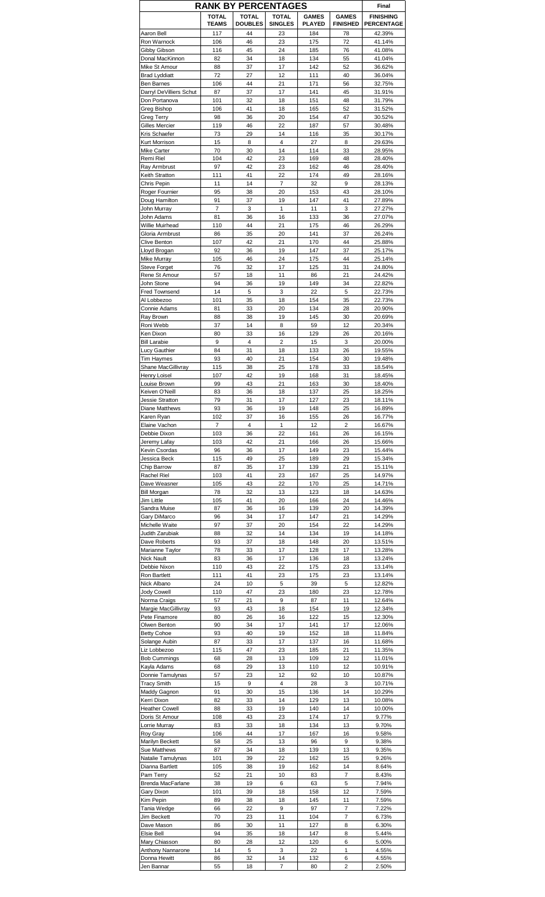# RANK BY PERCENTAGES

| | TOTAL TEAMS | TOTAL DOUBLES | TOTAL SINGLES | GAMES PLAYED | GAMES FINISHED | Final FINISHING PERCENTAGE |
|---|---|---|---|---|---|---|
| Aaron Bell | 117 | 44 | 23 | 184 | 78 | 42.39% |
| Ron Warnock | 106 | 46 | 23 | 175 | 72 | 41.14% |
| Gibby Gibson | 116 | 45 | 24 | 185 | 76 | 41.08% |
| Donal MacKinnon | 82 | 34 | 18 | 134 | 55 | 41.04% |
| Mike St Amour | 88 | 37 | 17 | 142 | 52 | 36.62% |
| Brad Lyddiatt | 72 | 27 | 12 | 111 | 40 | 36.04% |
| Ben Barnes | 106 | 44 | 21 | 171 | 56 | 32.75% |
| Darryl DeVilliers Schut | 87 | 37 | 17 | 141 | 45 | 31.91% |
| Don Portanova | 101 | 32 | 18 | 151 | 48 | 31.79% |
| Greg Bishop | 106 | 41 | 18 | 165 | 52 | 31.52% |
| Greg Terry | 98 | 36 | 20 | 154 | 47 | 30.52% |
| Gilles Mercier | 119 | 46 | 22 | 187 | 57 | 30.48% |
| Kris Schaefer | 73 | 29 | 14 | 116 | 35 | 30.17% |
| Kurt Morrison | 15 | 8 | 4 | 27 | 8 | 29.63% |
| Mike Carter | 70 | 30 | 14 | 114 | 33 | 28.95% |
| Remi Riel | 104 | 42 | 23 | 169 | 48 | 28.40% |
| Ray Armbrust | 97 | 42 | 23 | 162 | 46 | 28.40% |
| Keith Stratton | 111 | 41 | 22 | 174 | 49 | 28.16% |
| Chris Pepin | 11 | 14 | 7 | 32 | 9 | 28.13% |
| Roger Fournier | 95 | 38 | 20 | 153 | 43 | 28.10% |
| Doug Hamilton | 91 | 37 | 19 | 147 | 41 | 27.89% |
| John Murray | 7 | 3 | 1 | 11 | 3 | 27.27% |
| John Adams | 81 | 36 | 16 | 133 | 36 | 27.07% |
| Willie Muirhead | 110 | 44 | 21 | 175 | 46 | 26.29% |
| Gloria Armbrust | 86 | 35 | 20 | 141 | 37 | 26.24% |
| Clive Benton | 107 | 42 | 21 | 170 | 44 | 25.88% |
| Lloyd Brogan | 92 | 36 | 19 | 147 | 37 | 25.17% |
| Mike Murray | 105 | 46 | 24 | 175 | 44 | 25.14% |
| Steve Forget | 76 | 32 | 17 | 125 | 31 | 24.80% |
| Rene St Amour | 57 | 18 | 11 | 86 | 21 | 24.42% |
| John Stone | 94 | 36 | 19 | 149 | 34 | 22.82% |
| Fred Townsend | 14 | 5 | 3 | 22 | 5 | 22.73% |
| Al Lobbezoo | 101 | 35 | 18 | 154 | 35 | 22.73% |
| Connie Adams | 81 | 33 | 20 | 134 | 28 | 20.90% |
| Ray Brown | 88 | 38 | 19 | 145 | 30 | 20.69% |
| Roni Webb | 37 | 14 | 8 | 59 | 12 | 20.34% |
| Ken Dixon | 80 | 33 | 16 | 129 | 26 | 20.16% |
| Bill Larabie | 9 | 4 | 2 | 15 | 3 | 20.00% |
| Lucy Gauthier | 84 | 31 | 18 | 133 | 26 | 19.55% |
| Tim Haymes | 93 | 40 | 21 | 154 | 30 | 19.48% |
| Shane MacGillivray | 115 | 38 | 25 | 178 | 33 | 18.54% |
| Henry Loisel | 107 | 42 | 19 | 168 | 31 | 18.45% |
| Louise Brown | 99 | 43 | 21 | 163 | 30 | 18.40% |
| Keiven O'Neill | 83 | 36 | 18 | 137 | 25 | 18.25% |
| Jessie Stratton | 79 | 31 | 17 | 127 | 23 | 18.11% |
| Diane Matthews | 93 | 36 | 19 | 148 | 25 | 16.89% |
| Karen Ryan | 102 | 37 | 16 | 155 | 26 | 16.77% |
| Elaine Vachon | 7 | 4 | 1 | 12 | 2 | 16.67% |
| Debbie Dixon | 103 | 36 | 22 | 161 | 26 | 16.15% |
| Jeremy Lafay | 103 | 42 | 21 | 166 | 26 | 15.66% |
| Kevin Csordas | 96 | 36 | 17 | 149 | 23 | 15.44% |
| Jessica Beck | 115 | 49 | 25 | 189 | 29 | 15.34% |
| Chip Barrow | 87 | 35 | 17 | 139 | 21 | 15.11% |
| Rachel Riel | 103 | 41 | 23 | 167 | 25 | 14.97% |
| Dave Weasner | 105 | 43 | 22 | 170 | 25 | 14.71% |
| Bill Morgan | 78 | 32 | 13 | 123 | 18 | 14.63% |
| Jim Little | 105 | 41 | 20 | 166 | 24 | 14.46% |
| Sandra Muise | 87 | 36 | 16 | 139 | 20 | 14.39% |
| Gary DiMarco | 96 | 34 | 17 | 147 | 21 | 14.29% |
| Michelle Waite | 97 | 37 | 20 | 154 | 22 | 14.29% |
| Judith Zarubiak | 88 | 32 | 14 | 134 | 19 | 14.18% |
| Dave Roberts | 93 | 37 | 18 | 148 | 20 | 13.51% |
| Marianne Taylor | 78 | 33 | 17 | 128 | 17 | 13.28% |
| Nick Nault | 83 | 36 | 17 | 136 | 18 | 13.24% |
| Debbie Nixon | 110 | 43 | 22 | 175 | 23 | 13.14% |
| Ron Bartlett | 111 | 41 | 23 | 175 | 23 | 13.14% |
| Nick Albano | 24 | 10 | 5 | 39 | 5 | 12.82% |
| Jody Cowell | 110 | 47 | 23 | 180 | 23 | 12.78% |
| Norma Craigs | 57 | 21 | 9 | 87 | 11 | 12.64% |
| Margie MacGillivray | 93 | 43 | 18 | 154 | 19 | 12.34% |
| Pete Finamore | 80 | 26 | 16 | 122 | 15 | 12.30% |
| Olwen Benton | 90 | 34 | 17 | 141 | 17 | 12.06% |
| Betty Cohoe | 93 | 40 | 19 | 152 | 18 | 11.84% |
| Solange Aubin | 87 | 33 | 17 | 137 | 16 | 11.68% |
| Liz Lobbezoo | 115 | 47 | 23 | 185 | 21 | 11.35% |
| Bob Cummings | 68 | 28 | 13 | 109 | 12 | 11.01% |
| Kayla Adams | 68 | 29 | 13 | 110 | 12 | 10.91% |
| Donnie Tamulynas | 57 | 23 | 12 | 92 | 10 | 10.87% |
| Tracy Smith | 15 | 9 | 4 | 28 | 3 | 10.71% |
| Maddy Gagnon | 91 | 30 | 15 | 136 | 14 | 10.29% |
| Kerri Dixon | 82 | 33 | 14 | 129 | 13 | 10.08% |
| Heather Cowell | 88 | 33 | 19 | 140 | 14 | 10.00% |
| Doris St Amour | 108 | 43 | 23 | 174 | 17 | 9.77% |
| Lorrie Murray | 83 | 33 | 18 | 134 | 13 | 9.70% |
| Roy Gray | 106 | 44 | 17 | 167 | 16 | 9.58% |
| Marilyn Beckett | 58 | 25 | 13 | 96 | 9 | 9.38% |
| Sue Matthews | 87 | 34 | 18 | 139 | 13 | 9.35% |
| Natalie Tamulynas | 101 | 39 | 22 | 162 | 15 | 9.26% |
| Dianna Bartlett | 105 | 38 | 19 | 162 | 14 | 8.64% |
| Pam Terry | 52 | 21 | 10 | 83 | 7 | 8.43% |
| Brenda MacFarlane | 38 | 19 | 6 | 63 | 5 | 7.94% |
| Gary Dixon | 101 | 39 | 18 | 158 | 12 | 7.59% |
| Kim Pepin | 89 | 38 | 18 | 145 | 11 | 7.59% |
| Tania Wedge | 66 | 22 | 9 | 97 | 7 | 7.22% |
| Jim Beckett | 70 | 23 | 11 | 104 | 7 | 6.73% |
| Dave Mason | 86 | 30 | 11 | 127 | 8 | 6.30% |
| Elsie Bell | 94 | 35 | 18 | 147 | 8 | 5.44% |
| Mary Chiasson | 80 | 28 | 12 | 120 | 6 | 5.00% |
| Anthony Nannarone | 14 | 5 | 3 | 22 | 1 | 4.55% |
| Donna Hewitt | 86 | 32 | 14 | 132 | 6 | 4.55% |
| Jen Bannar | 55 | 18 | 7 | 80 | 2 | 2.50% |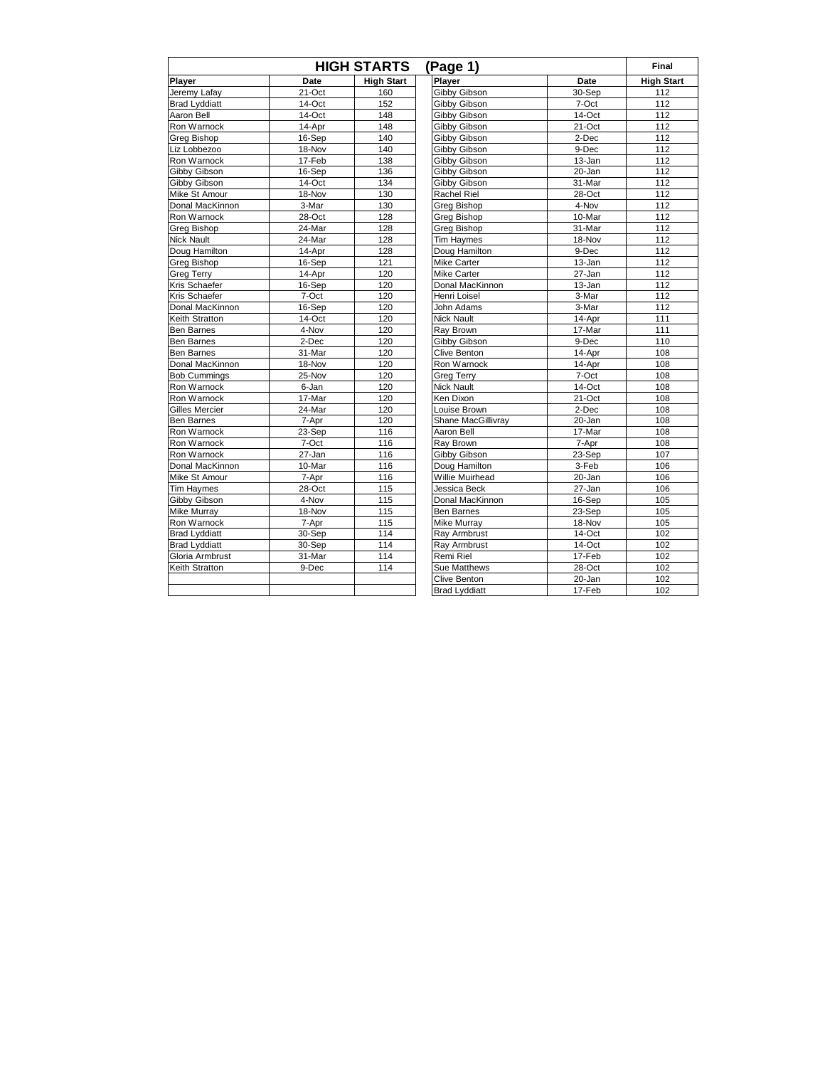## HIGH STARTS (Page 1)

**Final**

| Player | Date | High Start | Player | Date | High Start |
|---|---|---|---|---|---|
| Jeremy Lafay | 21-Oct | 160 | Gibby Gibson | 30-Sep | 112 |
| Brad Lyddiatt | 14-Oct | 152 | Gibby Gibson | 7-Oct | 112 |
| Aaron Bell | 14-Oct | 148 | Gibby Gibson | 14-Oct | 112 |
| Ron Warnock | 14-Apr | 148 | Gibby Gibson | 21-Oct | 112 |
| Greg Bishop | 16-Sep | 140 | Gibby Gibson | 2-Dec | 112 |
| Liz Lobbezoo | 18-Nov | 140 | Gibby Gibson | 9-Dec | 112 |
| Ron Warnock | 17-Feb | 138 | Gibby Gibson | 13-Jan | 112 |
| Gibby Gibson | 16-Sep | 136 | Gibby Gibson | 20-Jan | 112 |
| Gibby Gibson | 14-Oct | 134 | Gibby Gibson | 31-Mar | 112 |
| Mike St Amour | 18-Nov | 130 | Rachel Riel | 28-Oct | 112 |
| Donal MacKinnon | 3-Mar | 130 | Greg Bishop | 4-Nov | 112 |
| Ron Warnock | 28-Oct | 128 | Greg Bishop | 10-Mar | 112 |
| Greg Bishop | 24-Mar | 128 | Greg Bishop | 31-Mar | 112 |
| Nick Nault | 24-Mar | 128 | Tim Haymes | 18-Nov | 112 |
| Doug Hamilton | 14-Apr | 128 | Doug Hamilton | 9-Dec | 112 |
| Greg Bishop | 16-Sep | 121 | Mike Carter | 13-Jan | 112 |
| Greg Terry | 14-Apr | 120 | Mike Carter | 27-Jan | 112 |
| Kris Schaefer | 16-Sep | 120 | Donal MacKinnon | 13-Jan | 112 |
| Kris Schaefer | 7-Oct | 120 | Henri Loisel | 3-Mar | 112 |
| Donal MacKinnon | 16-Sep | 120 | John Adams | 3-Mar | 112 |
| Keith Stratton | 14-Oct | 120 | Nick Nault | 14-Apr | 111 |
| Ben Barnes | 4-Nov | 120 | Ray Brown | 17-Mar | 111 |
| Ben Barnes | 2-Dec | 120 | Gibby Gibson | 9-Dec | 110 |
| Ben Barnes | 31-Mar | 120 | Clive Benton | 14-Apr | 108 |
| Donal MacKinnon | 18-Nov | 120 | Ron Warnock | 14-Apr | 108 |
| Bob Cummings | 25-Nov | 120 | Greg Terry | 7-Oct | 108 |
| Ron Warnock | 6-Jan | 120 | Nick Nault | 14-Oct | 108 |
| Ron Warnock | 17-Mar | 120 | Ken Dixon | 21-Oct | 108 |
| Gilles Mercier | 24-Mar | 120 | Louise Brown | 2-Dec | 108 |
| Ben Barnes | 7-Apr | 120 | Shane MacGillivray | 20-Jan | 108 |
| Ron Warnock | 23-Sep | 116 | Aaron Bell | 17-Mar | 108 |
| Ron Warnock | 7-Oct | 116 | Ray Brown | 7-Apr | 108 |
| Ron Warnock | 27-Jan | 116 | Gibby Gibson | 23-Sep | 107 |
| Donal MacKinnon | 10-Mar | 116 | Doug Hamilton | 3-Feb | 106 |
| Mike St Amour | 7-Apr | 116 | Willie Muirhead | 20-Jan | 106 |
| Tim Haymes | 28-Oct | 115 | Jessica Beck | 27-Jan | 106 |
| Gibby Gibson | 4-Nov | 115 | Donal MacKinnon | 16-Sep | 105 |
| Mike Murray | 18-Nov | 115 | Ben Barnes | 23-Sep | 105 |
| Ron Warnock | 7-Apr | 115 | Mike Murray | 18-Nov | 105 |
| Brad Lyddiatt | 30-Sep | 114 | Ray Armbrust | 14-Oct | 102 |
| Brad Lyddiatt | 30-Sep | 114 | Ray Armbrust | 14-Oct | 102 |
| Gloria Armbrust | 31-Mar | 114 | Remi Riel | 17-Feb | 102 |
| Keith Stratton | 9-Dec | 114 | Sue Matthews | 28-Oct | 102 |
| | | | Clive Benton | 20-Jan | 102 |
| | | | Brad Lyddiatt | 17-Feb | 102 |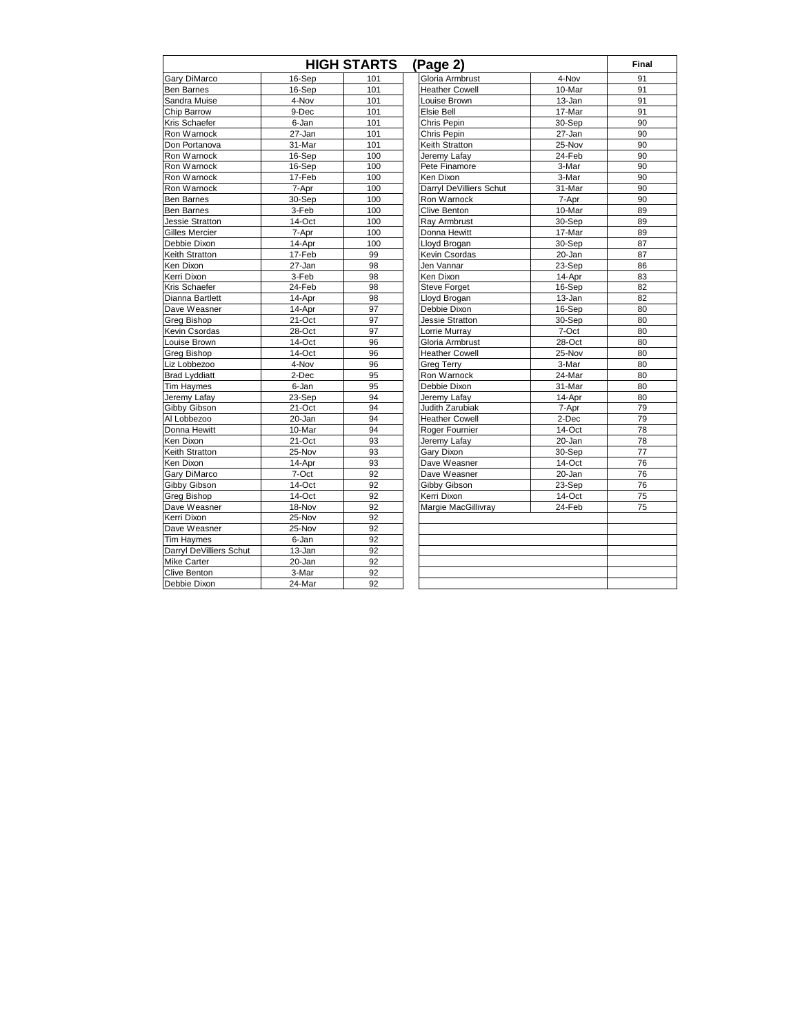## HIGH STARTS (Page 2)

| | | | | | Final |
|---|---|---|---|---|---|
| Gary DiMarco | 16-Sep | 101 | Gloria Armbrust | 4-Nov | 91 |
| Ben Barnes | 16-Sep | 101 | Heather Cowell | 10-Mar | 91 |
| Sandra Muise | 4-Nov | 101 | Louise Brown | 13-Jan | 91 |
| Chip Barrow | 9-Dec | 101 | Elsie Bell | 17-Mar | 91 |
| Kris Schaefer | 6-Jan | 101 | Chris Pepin | 30-Sep | 90 |
| Ron Warnock | 27-Jan | 101 | Chris Pepin | 27-Jan | 90 |
| Don Portanova | 31-Mar | 101 | Keith Stratton | 25-Nov | 90 |
| Ron Warnock | 16-Sep | 100 | Jeremy Lafay | 24-Feb | 90 |
| Ron Warnock | 16-Sep | 100 | Pete Finamore | 3-Mar | 90 |
| Ron Warnock | 17-Feb | 100 | Ken Dixon | 3-Mar | 90 |
| Ron Warnock | 7-Apr | 100 | Darryl DeVilliers Schut | 31-Mar | 90 |
| Ben Barnes | 30-Sep | 100 | Ron Warnock | 7-Apr | 90 |
| Ben Barnes | 3-Feb | 100 | Clive Benton | 10-Mar | 89 |
| Jessie Stratton | 14-Oct | 100 | Ray Armbrust | 30-Sep | 89 |
| Gilles Mercier | 7-Apr | 100 | Donna Hewitt | 17-Mar | 89 |
| Debbie Dixon | 14-Apr | 100 | Lloyd Brogan | 30-Sep | 87 |
| Keith Stratton | 17-Feb | 99 | Kevin Csordas | 20-Jan | 87 |
| Ken Dixon | 27-Jan | 98 | Jen Vannar | 23-Sep | 86 |
| Kerri Dixon | 3-Feb | 98 | Ken Dixon | 14-Apr | 83 |
| Kris Schaefer | 24-Feb | 98 | Steve Forget | 16-Sep | 82 |
| Dianna Bartlett | 14-Apr | 98 | Lloyd Brogan | 13-Jan | 82 |
| Dave Weasner | 14-Apr | 97 | Debbie Dixon | 16-Sep | 80 |
| Greg Bishop | 21-Oct | 97 | Jessie Stratton | 30-Sep | 80 |
| Kevin Csordas | 28-Oct | 97 | Lorrie Murray | 7-Oct | 80 |
| Louise Brown | 14-Oct | 96 | Gloria Armbrust | 28-Oct | 80 |
| Greg Bishop | 14-Oct | 96 | Heather Cowell | 25-Nov | 80 |
| Liz Lobbezoo | 4-Nov | 96 | Greg Terry | 3-Mar | 80 |
| Brad Lyddiatt | 2-Dec | 95 | Ron Warnock | 24-Mar | 80 |
| Tim Haymes | 6-Jan | 95 | Debbie Dixon | 31-Mar | 80 |
| Jeremy Lafay | 23-Sep | 94 | Jeremy Lafay | 14-Apr | 80 |
| Gibby Gibson | 21-Oct | 94 | Judith Zarubiak | 7-Apr | 79 |
| Al Lobbezoo | 20-Jan | 94 | Heather Cowell | 2-Dec | 79 |
| Donna Hewitt | 10-Mar | 94 | Roger Fournier | 14-Oct | 78 |
| Ken Dixon | 21-Oct | 93 | Jeremy Lafay | 20-Jan | 78 |
| Keith Stratton | 25-Nov | 93 | Gary Dixon | 30-Sep | 77 |
| Ken Dixon | 14-Apr | 93 | Dave Weasner | 14-Oct | 76 |
| Gary DiMarco | 7-Oct | 92 | Dave Weasner | 20-Jan | 76 |
| Gibby Gibson | 14-Oct | 92 | Gibby Gibson | 23-Sep | 76 |
| Greg Bishop | 14-Oct | 92 | Kerri Dixon | 14-Oct | 75 |
| Dave Weasner | 18-Nov | 92 | Margie MacGillivray | 24-Feb | 75 |
| Kerri Dixon | 25-Nov | 92 | | | |
| Dave Weasner | 25-Nov | 92 | | | |
| Tim Haymes | 6-Jan | 92 | | | |
| Darryl DeVilliers Schut | 13-Jan | 92 | | | |
| Mike Carter | 20-Jan | 92 | | | |
| Clive Benton | 3-Mar | 92 | | | |
| Debbie Dixon | 24-Mar | 92 | | | |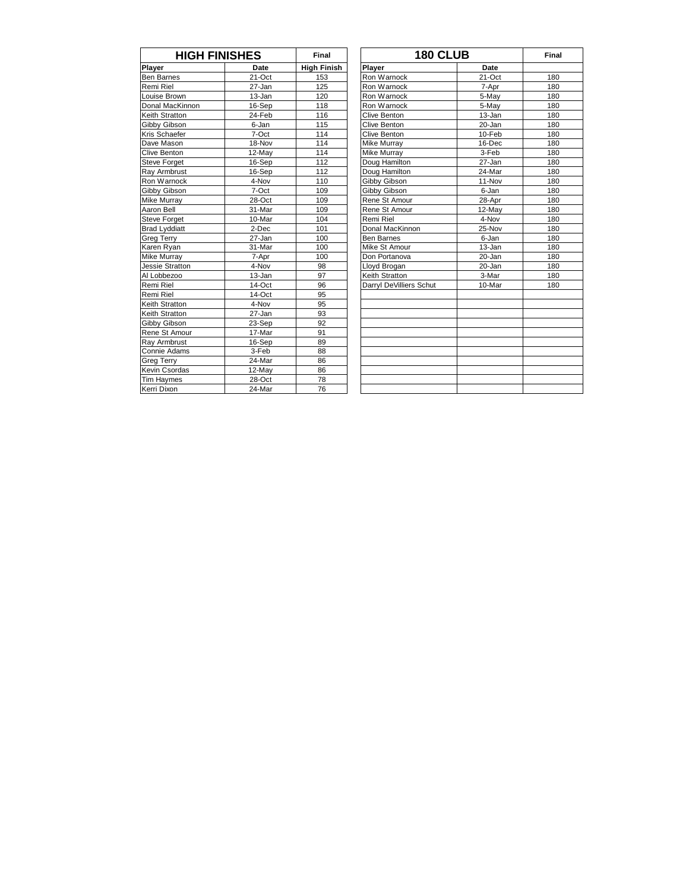| HIGH FINISHES | | Final |
|---|---|---|
| **Player** | **Date** | **High Finish** |
| Ben Barnes | 21-Oct | 153 |
| Remi Riel | 27-Jan | 125 |
| Louise Brown | 13-Jan | 120 |
| Donal MacKinnon | 16-Sep | 118 |
| Keith Stratton | 24-Feb | 116 |
| Gibby Gibson | 6-Jan | 115 |
| Kris Schaefer | 7-Oct | 114 |
| Dave Mason | 18-Nov | 114 |
| Clive Benton | 12-May | 114 |
| Steve Forget | 16-Sep | 112 |
| Ray Armbrust | 16-Sep | 112 |
| Ron Warnock | 4-Nov | 110 |
| Gibby Gibson | 7-Oct | 109 |
| Mike Murray | 28-Oct | 109 |
| Aaron Bell | 31-Mar | 109 |
| Steve Forget | 10-Mar | 104 |
| Brad Lyddiatt | 2-Dec | 101 |
| Greg Terry | 27-Jan | 100 |
| Karen Ryan | 31-Mar | 100 |
| Mike Murray | 7-Apr | 100 |
| Jessie Stratton | 4-Nov | 98 |
| Al Lobbezoo | 13-Jan | 97 |
| Remi Riel | 14-Oct | 96 |
| Remi Riel | 14-Oct | 95 |
| Keith Stratton | 4-Nov | 95 |
| Keith Stratton | 27-Jan | 93 |
| Gibby Gibson | 23-Sep | 92 |
| Rene St Amour | 17-Mar | 91 |
| Ray Armbrust | 16-Sep | 89 |
| Connie Adams | 3-Feb | 88 |
| Greg Terry | 24-Mar | 86 |
| Kevin Csordas | 12-May | 86 |
| Tim Haymes | 28-Oct | 78 |
| Kerri Dixon | 24-Mar | 76 |

| 180 CLUB | | Final |
|---|---|---|
| **Player** | **Date** | |
| Ron Warnock | 21-Oct | 180 |
| Ron Warnock | 7-Apr | 180 |
| Ron Warnock | 5-May | 180 |
| Ron Warnock | 5-May | 180 |
| Clive Benton | 13-Jan | 180 |
| Clive Benton | 20-Jan | 180 |
| Clive Benton | 10-Feb | 180 |
| Mike Murray | 16-Dec | 180 |
| Mike Murray | 3-Feb | 180 |
| Doug Hamilton | 27-Jan | 180 |
| Doug Hamilton | 24-Mar | 180 |
| Gibby Gibson | 11-Nov | 180 |
| Gibby Gibson | 6-Jan | 180 |
| Rene St Amour | 28-Apr | 180 |
| Rene St Amour | 12-May | 180 |
| Remi Riel | 4-Nov | 180 |
| Donal MacKinnon | 25-Nov | 180 |
| Ben Barnes | 6-Jan | 180 |
| Mike St Amour | 13-Jan | 180 |
| Don Portanova | 20-Jan | 180 |
| Lloyd Brogan | 20-Jan | 180 |
| Keith Stratton | 3-Mar | 180 |
| Darryl DeVilliers Schut | 10-Mar | 180 |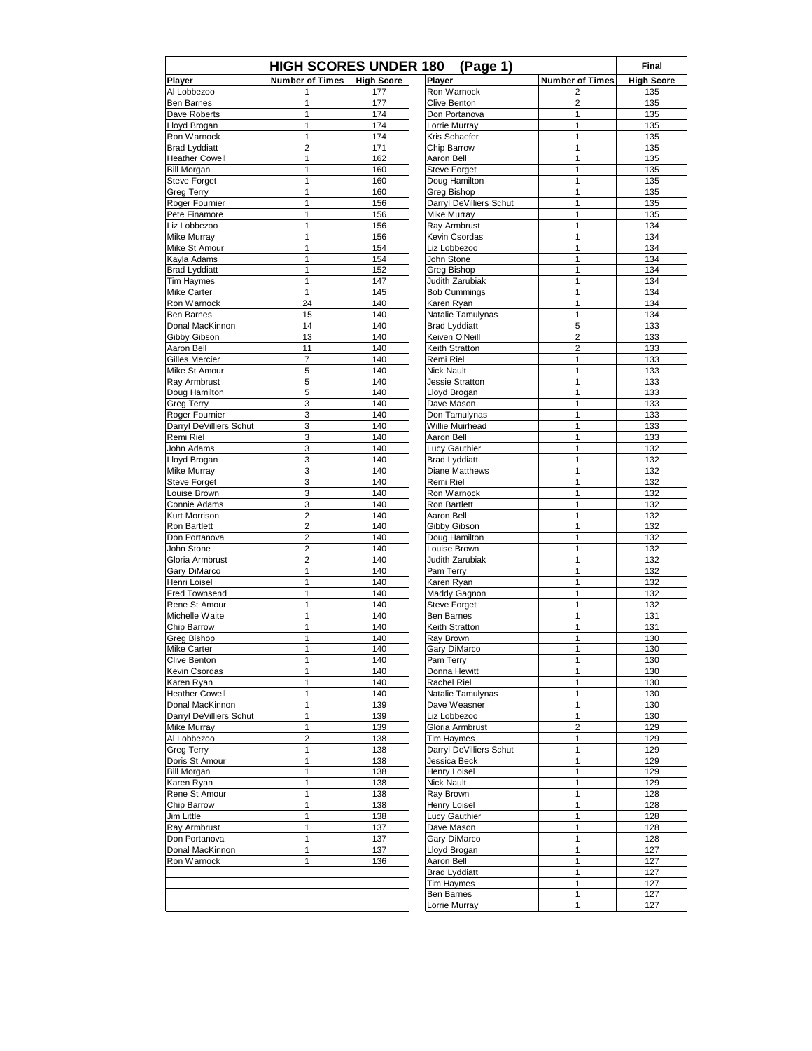# HIGH SCORES UNDER 180 (Page 1)

**Final**

| Player | Number of Times | High Score |
|---|---|---|
| Al Lobbezoo | 1 | 177 |
| Ben Barnes | 1 | 177 |
| Dave Roberts | 1 | 174 |
| Lloyd Brogan | 1 | 174 |
| Ron Warnock | 1 | 174 |
| Brad Lyddiatt | 2 | 171 |
| Heather Cowell | 1 | 162 |
| Bill Morgan | 1 | 160 |
| Steve Forget | 1 | 160 |
| Greg Terry | 1 | 160 |
| Roger Fournier | 1 | 156 |
| Pete Finamore | 1 | 156 |
| Liz Lobbezoo | 1 | 156 |
| Mike Murray | 1 | 156 |
| Mike St Amour | 1 | 154 |
| Kayla Adams | 1 | 154 |
| Brad Lyddiatt | 1 | 152 |
| Tim Haymes | 1 | 147 |
| Mike Carter | 1 | 145 |
| Ron Warnock | 24 | 140 |
| Ben Barnes | 15 | 140 |
| Donal MacKinnon | 14 | 140 |
| Gibby Gibson | 13 | 140 |
| Aaron Bell | 11 | 140 |
| Gilles Mercier | 7 | 140 |
| Mike St Amour | 5 | 140 |
| Ray Armbrust | 5 | 140 |
| Doug Hamilton | 5 | 140 |
| Greg Terry | 3 | 140 |
| Roger Fournier | 3 | 140 |
| Darryl DeVilliers Schut | 3 | 140 |
| Remi Riel | 3 | 140 |
| John Adams | 3 | 140 |
| Lloyd Brogan | 3 | 140 |
| Mike Murray | 3 | 140 |
| Steve Forget | 3 | 140 |
| Louise Brown | 3 | 140 |
| Connie Adams | 3 | 140 |
| Kurt Morrison | 2 | 140 |
| Ron Bartlett | 2 | 140 |
| Don Portanova | 2 | 140 |
| John Stone | 2 | 140 |
| Gloria Armbrust | 2 | 140 |
| Gary DiMarco | 1 | 140 |
| Henri Loisel | 1 | 140 |
| Fred Townsend | 1 | 140 |
| Rene St Amour | 1 | 140 |
| Michelle Waite | 1 | 140 |
| Chip Barrow | 1 | 140 |
| Greg Bishop | 1 | 140 |
| Mike Carter | 1 | 140 |
| Clive Benton | 1 | 140 |
| Kevin Csordas | 1 | 140 |
| Karen Ryan | 1 | 140 |
| Heather Cowell | 1 | 140 |
| Donal MacKinnon | 1 | 139 |
| Darryl DeVilliers Schut | 1 | 139 |
| Mike Murray | 1 | 139 |
| Al Lobbezoo | 2 | 138 |
| Greg Terry | 1 | 138 |
| Doris St Amour | 1 | 138 |
| Bill Morgan | 1 | 138 |
| Karen Ryan | 1 | 138 |
| Rene St Amour | 1 | 138 |
| Chip Barrow | 1 | 138 |
| Jim Little | 1 | 138 |
| Ray Armbrust | 1 | 137 |
| Don Portanova | 1 | 137 |
| Donal MacKinnon | 1 | 137 |
| Ron Warnock | 1 | 136 |
| Ron Warnock | 2 | 135 |
| Clive Benton | 2 | 135 |
| Don Portanova | 1 | 135 |
| Lorrie Murray | 1 | 135 |
| Kris Schaefer | 1 | 135 |
| Chip Barrow | 1 | 135 |
| Aaron Bell | 1 | 135 |
| Steve Forget | 1 | 135 |
| Doug Hamilton | 1 | 135 |
| Greg Bishop | 1 | 135 |
| Darryl DeVilliers Schut | 1 | 135 |
| Mike Murray | 1 | 135 |
| Ray Armbrust | 1 | 134 |
| Kevin Csordas | 1 | 134 |
| Liz Lobbezoo | 1 | 134 |
| John Stone | 1 | 134 |
| Greg Bishop | 1 | 134 |
| Judith Zarubiak | 1 | 134 |
| Bob Cummings | 1 | 134 |
| Karen Ryan | 1 | 134 |
| Natalie Tamulynas | 1 | 134 |
| Brad Lyddiatt | 5 | 133 |
| Keiven O'Neill | 2 | 133 |
| Keith Stratton | 2 | 133 |
| Remi Riel | 1 | 133 |
| Nick Nault | 1 | 133 |
| Jessie Stratton | 1 | 133 |
| Lloyd Brogan | 1 | 133 |
| Dave Mason | 1 | 133 |
| Don Tamulynas | 1 | 133 |
| Willie Muirhead | 1 | 133 |
| Aaron Bell | 1 | 133 |
| Lucy Gauthier | 1 | 132 |
| Brad Lyddiatt | 1 | 132 |
| Diane Matthews | 1 | 132 |
| Remi Riel | 1 | 132 |
| Ron Warnock | 1 | 132 |
| Ron Bartlett | 1 | 132 |
| Aaron Bell | 1 | 132 |
| Gibby Gibson | 1 | 132 |
| Doug Hamilton | 1 | 132 |
| Louise Brown | 1 | 132 |
| Judith Zarubiak | 1 | 132 |
| Pam Terry | 1 | 132 |
| Karen Ryan | 1 | 132 |
| Maddy Gagnon | 1 | 132 |
| Steve Forget | 1 | 132 |
| Ben Barnes | 1 | 131 |
| Keith Stratton | 1 | 131 |
| Ray Brown | 1 | 130 |
| Gary DiMarco | 1 | 130 |
| Pam Terry | 1 | 130 |
| Donna Hewitt | 1 | 130 |
| Rachel Riel | 1 | 130 |
| Natalie Tamulynas | 1 | 130 |
| Dave Weasner | 1 | 130 |
| Liz Lobbezoo | 1 | 130 |
| Gloria Armbrust | 2 | 129 |
| Tim Haymes | 1 | 129 |
| Darryl DeVilliers Schut | 1 | 129 |
| Jessica Beck | 1 | 129 |
| Henry Loisel | 1 | 129 |
| Nick Nault | 1 | 129 |
| Ray Brown | 1 | 128 |
| Henry Loisel | 1 | 128 |
| Lucy Gauthier | 1 | 128 |
| Dave Mason | 1 | 128 |
| Gary DiMarco | 1 | 128 |
| Lloyd Brogan | 1 | 127 |
| Aaron Bell | 1 | 127 |
| Brad Lyddiatt | 1 | 127 |
| Tim Haymes | 1 | 127 |
| Ben Barnes | 1 | 127 |
| Lorrie Murray | 1 | 127 |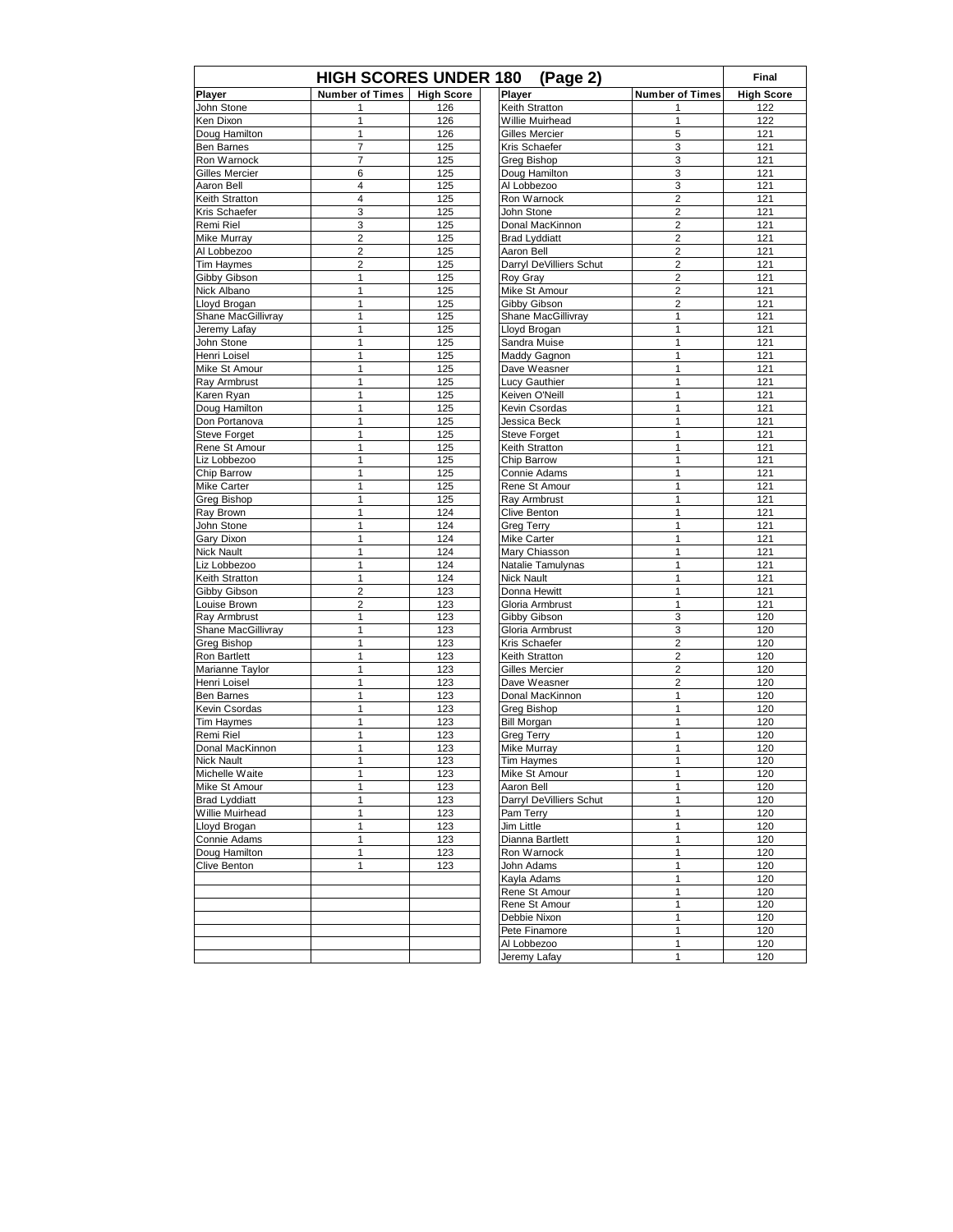# HIGH SCORES UNDER 180 (Page 2)

Final

| Player | Number of Times | High Score | Player | Number of Times | High Score |
|---|---|---|---|---|---|
| John Stone | 1 | 126 | Keith Stratton | 1 | 122 |
| Ken Dixon | 1 | 126 | Willie Muirhead | 1 | 122 |
| Doug Hamilton | 1 | 126 | Gilles Mercier | 5 | 121 |
| Ben Barnes | 7 | 125 | Kris Schaefer | 3 | 121 |
| Ron Warnock | 7 | 125 | Greg Bishop | 3 | 121 |
| Gilles Mercier | 6 | 125 | Doug Hamilton | 3 | 121 |
| Aaron Bell | 4 | 125 | Al Lobbezoo | 3 | 121 |
| Keith Stratton | 4 | 125 | Ron Warnock | 2 | 121 |
| Kris Schaefer | 3 | 125 | John Stone | 2 | 121 |
| Remi Riel | 3 | 125 | Donal MacKinnon | 2 | 121 |
| Mike Murray | 2 | 125 | Brad Lyddiatt | 2 | 121 |
| Al Lobbezoo | 2 | 125 | Aaron Bell | 2 | 121 |
| Tim Haymes | 2 | 125 | Darryl DeVilliers Schut | 2 | 121 |
| Gibby Gibson | 1 | 125 | Roy Gray | 2 | 121 |
| Nick Albano | 1 | 125 | Mike St Amour | 2 | 121 |
| Lloyd Brogan | 1 | 125 | Gibby Gibson | 2 | 121 |
| Shane MacGillivray | 1 | 125 | Shane MacGillivray | 1 | 121 |
| Jeremy Lafay | 1 | 125 | Lloyd Brogan | 1 | 121 |
| John Stone | 1 | 125 | Sandra Muise | 1 | 121 |
| Henri Loisel | 1 | 125 | Maddy Gagnon | 1 | 121 |
| Mike St Amour | 1 | 125 | Dave Weasner | 1 | 121 |
| Ray Armbrust | 1 | 125 | Lucy Gauthier | 1 | 121 |
| Karen Ryan | 1 | 125 | Keiven O'Neill | 1 | 121 |
| Doug Hamilton | 1 | 125 | Kevin Csordas | 1 | 121 |
| Don Portanova | 1 | 125 | Jessica Beck | 1 | 121 |
| Steve Forget | 1 | 125 | Steve Forget | 1 | 121 |
| Rene St Amour | 1 | 125 | Keith Stratton | 1 | 121 |
| Liz Lobbezoo | 1 | 125 | Chip Barrow | 1 | 121 |
| Chip Barrow | 1 | 125 | Connie Adams | 1 | 121 |
| Mike Carter | 1 | 125 | Rene St Amour | 1 | 121 |
| Greg Bishop | 1 | 125 | Ray Armbrust | 1 | 121 |
| Ray Brown | 1 | 124 | Clive Benton | 1 | 121 |
| John Stone | 1 | 124 | Greg Terry | 1 | 121 |
| Gary Dixon | 1 | 124 | Mike Carter | 1 | 121 |
| Nick Nault | 1 | 124 | Mary Chiasson | 1 | 121 |
| Liz Lobbezoo | 1 | 124 | Natalie Tamulynas | 1 | 121 |
| Keith Stratton | 1 | 124 | Nick Nault | 1 | 121 |
| Gibby Gibson | 2 | 123 | Donna Hewitt | 1 | 121 |
| Louise Brown | 2 | 123 | Gloria Armbrust | 1 | 121 |
| Ray Armbrust | 1 | 123 | Gibby Gibson | 3 | 120 |
| Shane MacGillivray | 1 | 123 | Gloria Armbrust | 3 | 120 |
| Greg Bishop | 1 | 123 | Kris Schaefer | 2 | 120 |
| Ron Bartlett | 1 | 123 | Keith Stratton | 2 | 120 |
| Marianne Taylor | 1 | 123 | Gilles Mercier | 2 | 120 |
| Henri Loisel | 1 | 123 | Dave Weasner | 2 | 120 |
| Ben Barnes | 1 | 123 | Donal MacKinnon | 1 | 120 |
| Kevin Csordas | 1 | 123 | Greg Bishop | 1 | 120 |
| Tim Haymes | 1 | 123 | Bill Morgan | 1 | 120 |
| Remi Riel | 1 | 123 | Greg Terry | 1 | 120 |
| Donal MacKinnon | 1 | 123 | Mike Murray | 1 | 120 |
| Nick Nault | 1 | 123 | Tim Haymes | 1 | 120 |
| Michelle Waite | 1 | 123 | Mike St Amour | 1 | 120 |
| Mike St Amour | 1 | 123 | Aaron Bell | 1 | 120 |
| Brad Lyddiatt | 1 | 123 | Darryl DeVilliers Schut | 1 | 120 |
| Willie Muirhead | 1 | 123 | Pam Terry | 1 | 120 |
| Lloyd Brogan | 1 | 123 | Jim Little | 1 | 120 |
| Connie Adams | 1 | 123 | Dianna Bartlett | 1 | 120 |
| Doug Hamilton | 1 | 123 | Ron Warnock | 1 | 120 |
| Clive Benton | 1 | 123 | John Adams | 1 | 120 |
| | | | Kayla Adams | 1 | 120 |
| | | | Rene St Amour | 1 | 120 |
| | | | Rene St Amour | 1 | 120 |
| | | | Debbie Nixon | 1 | 120 |
| | | | Pete Finamore | 1 | 120 |
| | | | Al Lobbezoo | 1 | 120 |
| | | | Jeremy Lafay | 1 | 120 |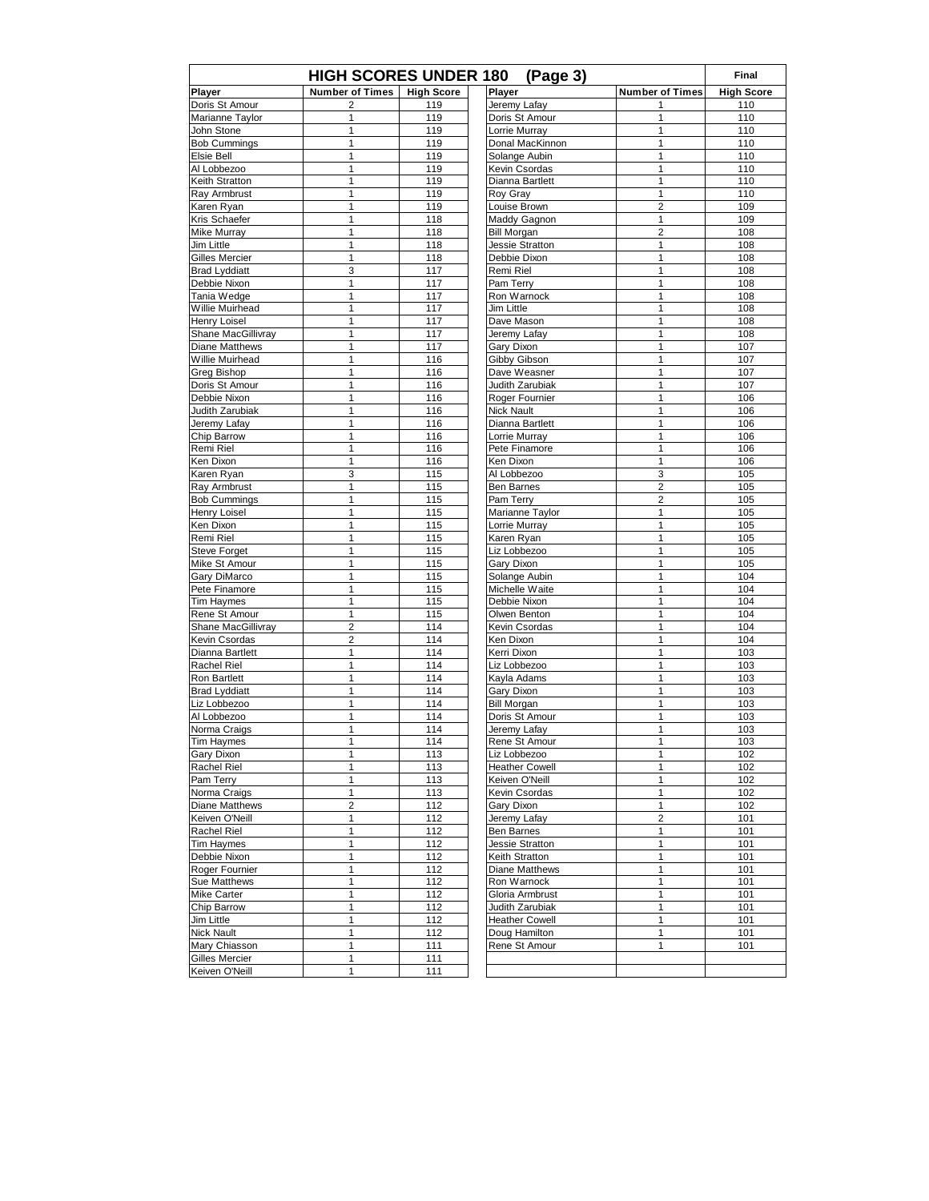## HIGH SCORES UNDER 180 (Page 3)

**Final**

| Player | Number of Times | High Score |
|---|---|---|
| Doris St Amour | 2 | 119 |
| Marianne Taylor | 1 | 119 |
| John Stone | 1 | 119 |
| Bob Cummings | 1 | 119 |
| Elsie Bell | 1 | 119 |
| Al Lobbezoo | 1 | 119 |
| Keith Stratton | 1 | 119 |
| Ray Armbrust | 1 | 119 |
| Karen Ryan | 1 | 119 |
| Kris Schaefer | 1 | 118 |
| Mike Murray | 1 | 118 |
| Jim Little | 1 | 118 |
| Gilles Mercier | 1 | 118 |
| Brad Lyddiatt | 3 | 117 |
| Debbie Nixon | 1 | 117 |
| Tania Wedge | 1 | 117 |
| Willie Muirhead | 1 | 117 |
| Henry Loisel | 1 | 117 |
| Shane MacGillivray | 1 | 117 |
| Diane Matthews | 1 | 117 |
| Willie Muirhead | 1 | 116 |
| Greg Bishop | 1 | 116 |
| Doris St Amour | 1 | 116 |
| Debbie Nixon | 1 | 116 |
| Judith Zarubiak | 1 | 116 |
| Jeremy Lafay | 1 | 116 |
| Chip Barrow | 1 | 116 |
| Remi Riel | 1 | 116 |
| Ken Dixon | 1 | 116 |
| Karen Ryan | 3 | 115 |
| Ray Armbrust | 1 | 115 |
| Bob Cummings | 1 | 115 |
| Henry Loisel | 1 | 115 |
| Ken Dixon | 1 | 115 |
| Remi Riel | 1 | 115 |
| Steve Forget | 1 | 115 |
| Mike St Amour | 1 | 115 |
| Gary DiMarco | 1 | 115 |
| Pete Finamore | 1 | 115 |
| Tim Haymes | 1 | 115 |
| Rene St Amour | 1 | 115 |
| Shane MacGillivray | 2 | 114 |
| Kevin Csordas | 2 | 114 |
| Dianna Bartlett | 1 | 114 |
| Rachel Riel | 1 | 114 |
| Ron Bartlett | 1 | 114 |
| Brad Lyddiatt | 1 | 114 |
| Liz Lobbezoo | 1 | 114 |
| Al Lobbezoo | 1 | 114 |
| Norma Craigs | 1 | 114 |
| Tim Haymes | 1 | 114 |
| Gary Dixon | 1 | 113 |
| Rachel Riel | 1 | 113 |
| Pam Terry | 1 | 113 |
| Norma Craigs | 1 | 113 |
| Diane Matthews | 2 | 112 |
| Keiven O'Neill | 1 | 112 |
| Rachel Riel | 1 | 112 |
| Tim Haymes | 1 | 112 |
| Debbie Nixon | 1 | 112 |
| Roger Fournier | 1 | 112 |
| Sue Matthews | 1 | 112 |
| Mike Carter | 1 | 112 |
| Chip Barrow | 1 | 112 |
| Jim Little | 1 | 112 |
| Nick Nault | 1 | 112 |
| Mary Chiasson | 1 | 111 |
| Gilles Mercier | 1 | 111 |
| Keiven O'Neill | 1 | 111 |
| Jeremy Lafay | 1 | 110 |
| Doris St Amour | 1 | 110 |
| Lorrie Murray | 1 | 110 |
| Donal MacKinnon | 1 | 110 |
| Solange Aubin | 1 | 110 |
| Kevin Csordas | 1 | 110 |
| Dianna Bartlett | 1 | 110 |
| Roy Gray | 1 | 110 |
| Louise Brown | 2 | 109 |
| Maddy Gagnon | 1 | 109 |
| Bill Morgan | 2 | 108 |
| Jessie Stratton | 1 | 108 |
| Debbie Dixon | 1 | 108 |
| Remi Riel | 1 | 108 |
| Pam Terry | 1 | 108 |
| Ron Warnock | 1 | 108 |
| Jim Little | 1 | 108 |
| Dave Mason | 1 | 108 |
| Jeremy Lafay | 1 | 108 |
| Gary Dixon | 1 | 107 |
| Gibby Gibson | 1 | 107 |
| Dave Weasner | 1 | 107 |
| Judith Zarubiak | 1 | 107 |
| Roger Fournier | 1 | 106 |
| Nick Nault | 1 | 106 |
| Dianna Bartlett | 1 | 106 |
| Lorrie Murray | 1 | 106 |
| Pete Finamore | 1 | 106 |
| Ken Dixon | 1 | 106 |
| Al Lobbezoo | 3 | 105 |
| Ben Barnes | 2 | 105 |
| Pam Terry | 2 | 105 |
| Marianne Taylor | 1 | 105 |
| Lorrie Murray | 1 | 105 |
| Karen Ryan | 1 | 105 |
| Liz Lobbezoo | 1 | 105 |
| Gary Dixon | 1 | 105 |
| Solange Aubin | 1 | 104 |
| Michelle Waite | 1 | 104 |
| Debbie Nixon | 1 | 104 |
| Olwen Benton | 1 | 104 |
| Kevin Csordas | 1 | 104 |
| Ken Dixon | 1 | 104 |
| Kerri Dixon | 1 | 103 |
| Liz Lobbezoo | 1 | 103 |
| Kayla Adams | 1 | 103 |
| Gary Dixon | 1 | 103 |
| Bill Morgan | 1 | 103 |
| Doris St Amour | 1 | 103 |
| Jeremy Lafay | 1 | 103 |
| Rene St Amour | 1 | 103 |
| Liz Lobbezoo | 1 | 102 |
| Heather Cowell | 1 | 102 |
| Keiven O'Neill | 1 | 102 |
| Kevin Csordas | 1 | 102 |
| Gary Dixon | 1 | 102 |
| Jeremy Lafay | 2 | 101 |
| Ben Barnes | 1 | 101 |
| Jessie Stratton | 1 | 101 |
| Keith Stratton | 1 | 101 |
| Diane Matthews | 1 | 101 |
| Ron Warnock | 1 | 101 |
| Gloria Armbrust | 1 | 101 |
| Judith Zarubiak | 1 | 101 |
| Heather Cowell | 1 | 101 |
| Doug Hamilton | 1 | 101 |
| Rene St Amour | 1 | 101 |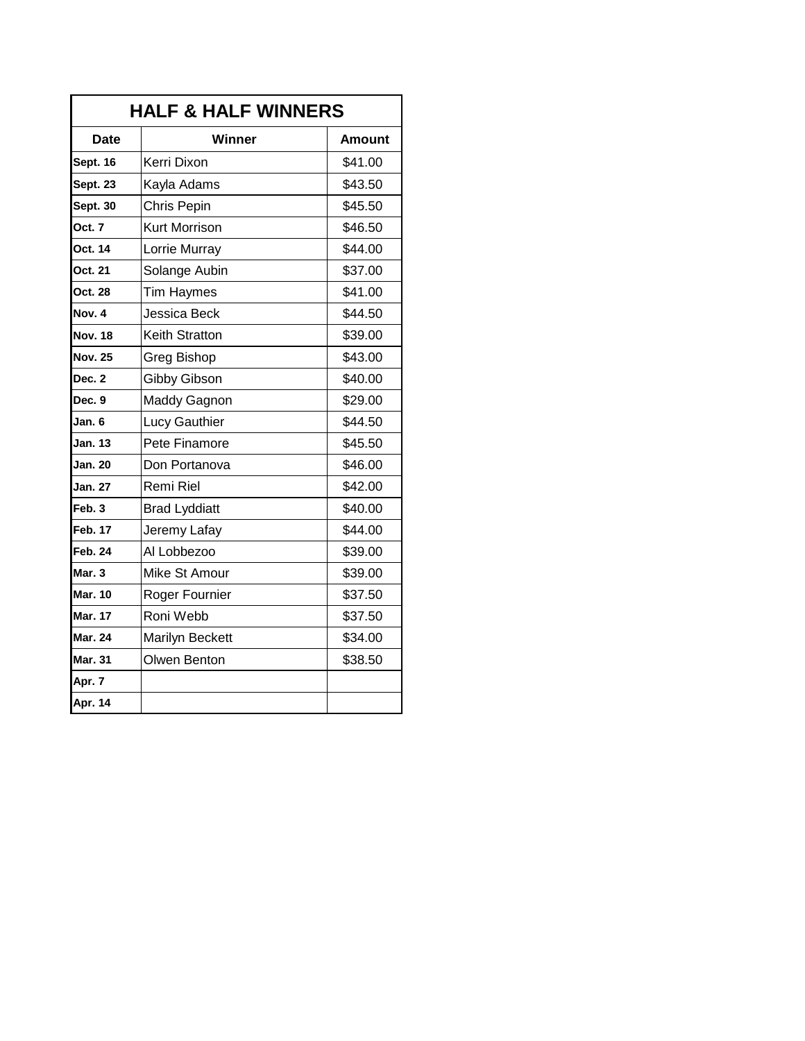| HALF & HALF WINNERS | | |
|---|---|---|
| **Date** | **Winner** | **Amount** |
| **Sept. 16** | Kerri Dixon | $41.00 |
| **Sept. 23** | Kayla Adams | $43.50 |
| **Sept. 30** | Chris Pepin | $45.50 |
| **Oct. 7** | Kurt Morrison | $46.50 |
| **Oct. 14** | Lorrie Murray | $44.00 |
| **Oct. 21** | Solange Aubin | $37.00 |
| **Oct. 28** | Tim Haymes | $41.00 |
| **Nov. 4** | Jessica Beck | $44.50 |
| **Nov. 18** | Keith Stratton | $39.00 |
| **Nov. 25** | Greg Bishop | $43.00 |
| **Dec. 2** | Gibby Gibson | $40.00 |
| **Dec. 9** | Maddy Gagnon | $29.00 |
| **Jan. 6** | Lucy Gauthier | $44.50 |
| **Jan. 13** | Pete Finamore | $45.50 |
| **Jan. 20** | Don Portanova | $46.00 |
| **Jan. 27** | Remi Riel | $42.00 |
| **Feb. 3** | Brad Lyddiatt | $40.00 |
| **Feb. 17** | Jeremy Lafay | $44.00 |
| **Feb. 24** | Al Lobbezoo | $39.00 |
| **Mar. 3** | Mike St Amour | $39.00 |
| **Mar. 10** | Roger Fournier | $37.50 |
| **Mar. 17** | Roni Webb | $37.50 |
| **Mar. 24** | Marilyn Beckett | $34.00 |
| **Mar. 31** | Olwen Benton | $38.50 |
| **Apr. 7** | | |
| **Apr. 14** | | |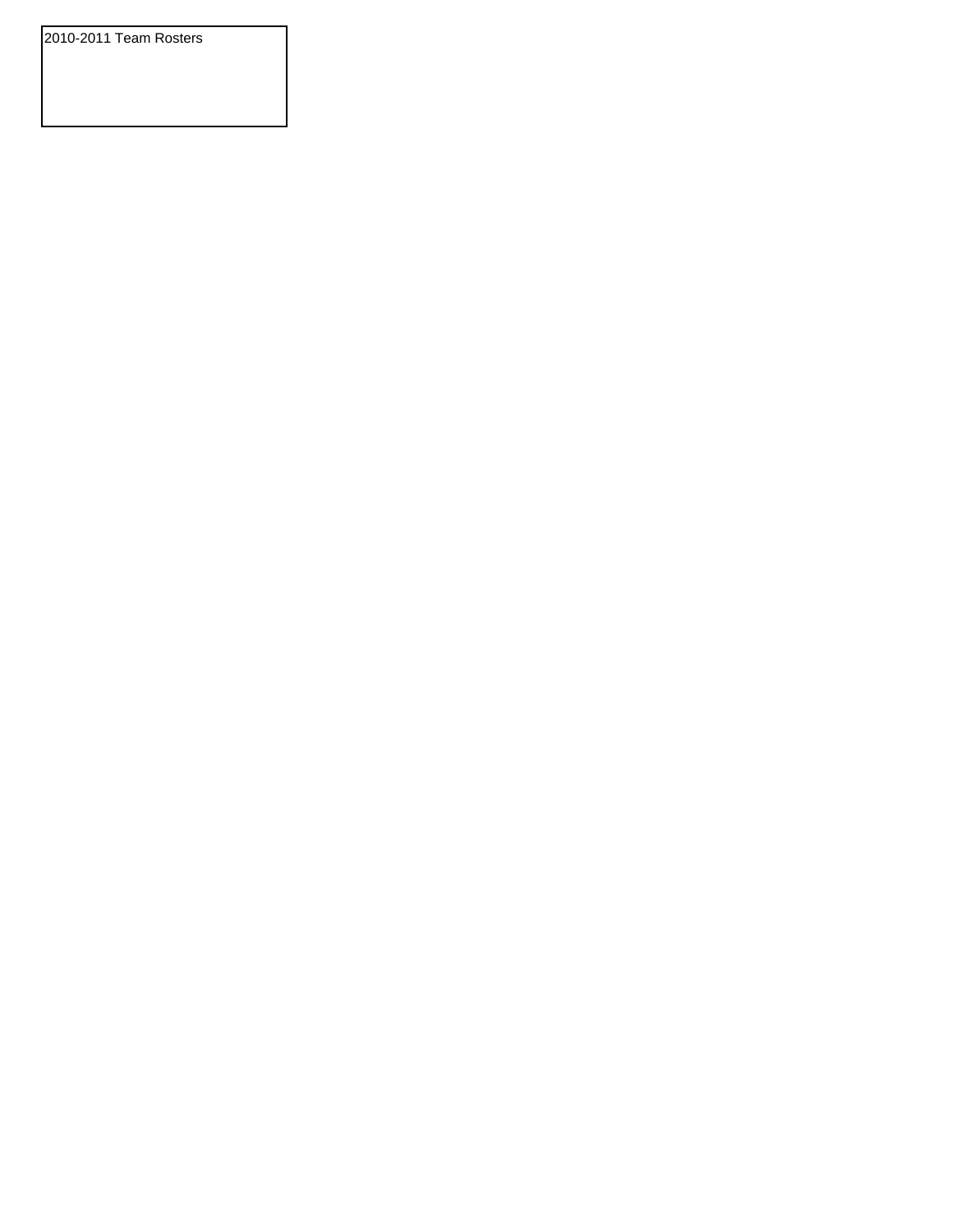2010-2011 Team Rosters